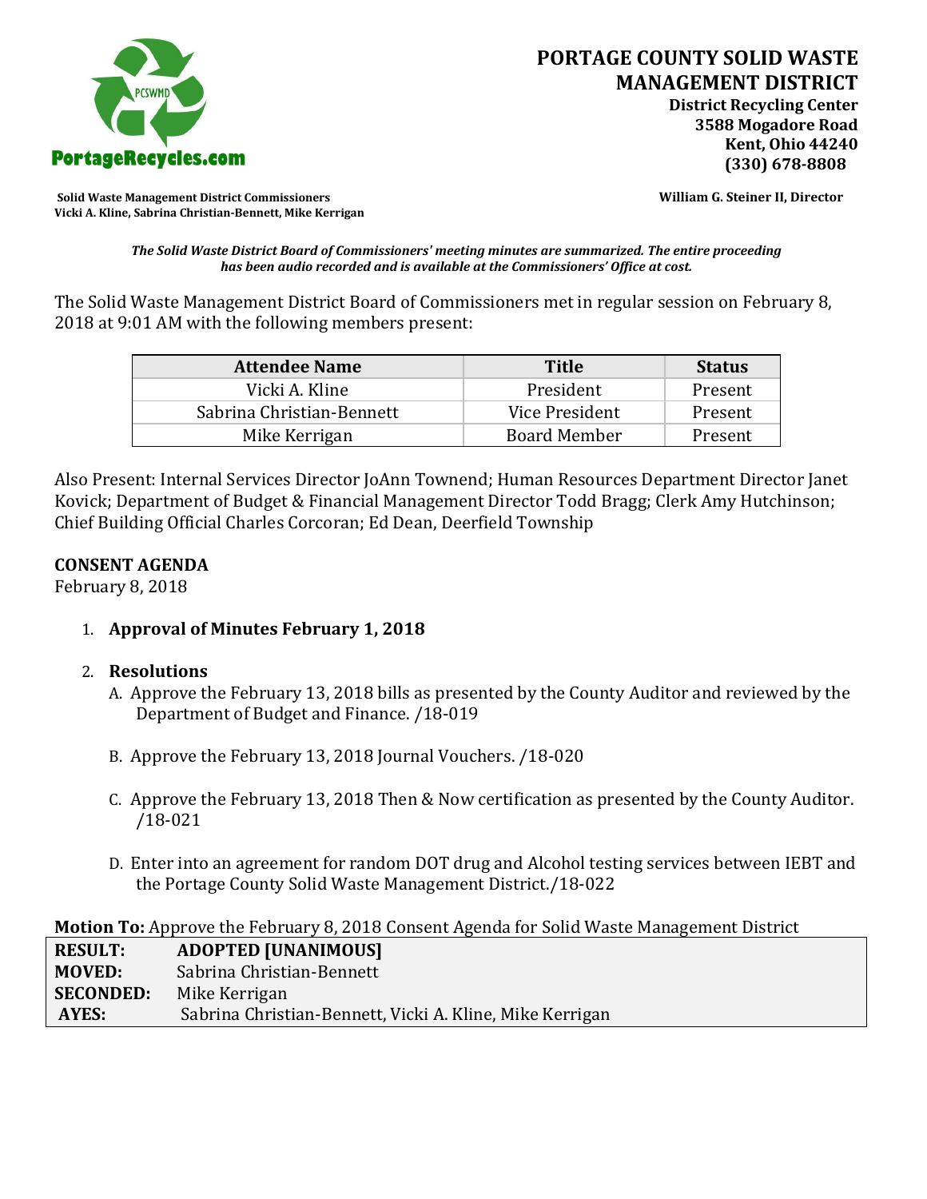# PORTAGE COUNTY SOLID WASTE MANAGEMENT DISTRICT

**District Recycling Center**
**3588 Mogadore Road**
**Kent, Ohio 44240**
**(330) 678-8808**

PortageRecycles.com

**Solid Waste Management District Commissioners**
**Vicki A. Kline, Sabrina Christian-Bennett, Mike Kerrigan**

**William G. Steiner II, Director**

***The Solid Waste District Board of Commissioners' meeting minutes are summarized. The entire proceeding has been audio recorded and is available at the Commissioners' Office at cost.***

The Solid Waste Management District Board of Commissioners met in regular session on February 8, 2018 at 9:01 AM with the following members present:

| Attendee Name | Title | Status |
|---|---|---|
| Vicki A. Kline | President | Present |
| Sabrina Christian-Bennett | Vice President | Present |
| Mike Kerrigan | Board Member | Present |

Also Present: Internal Services Director JoAnn Townend; Human Resources Department Director Janet Kovick; Department of Budget & Financial Management Director Todd Bragg; Clerk Amy Hutchinson; Chief Building Official Charles Corcoran; Ed Dean, Deerfield Township

## CONSENT AGENDA

February 8, 2018

1. **Approval of Minutes February 1, 2018**

2. **Resolutions**
   A. Approve the February 13, 2018 bills as presented by the County Auditor and reviewed by the Department of Budget and Finance. /18-019

   B. Approve the February 13, 2018 Journal Vouchers. /18-020

   C. Approve the February 13, 2018 Then & Now certification as presented by the County Auditor. /18-021

   D. Enter into an agreement for random DOT drug and Alcohol testing services between IEBT and the Portage County Solid Waste Management District./18-022

**Motion To:** Approve the February 8, 2018 Consent Agenda for Solid Waste Management District

| | |
|---|---|
| **RESULT:** | **ADOPTED [UNANIMOUS]** |
| **MOVED:** | Sabrina Christian-Bennett |
| **SECONDED:** | Mike Kerrigan |
| **AYES:** | Sabrina Christian-Bennett, Vicki A. Kline, Mike Kerrigan |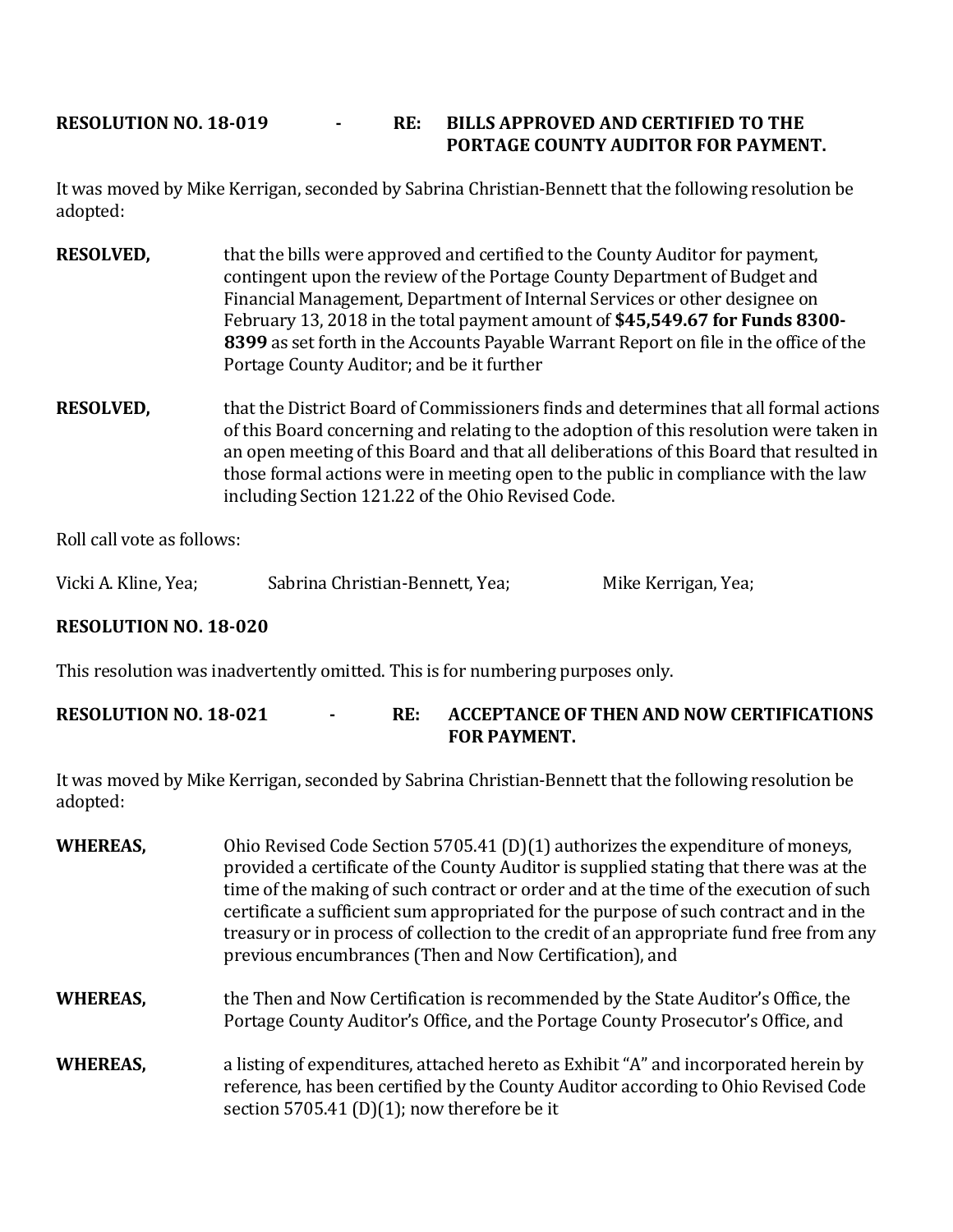**RESOLUTION NO. 18-019 - RE: BILLS APPROVED AND CERTIFIED TO THE PORTAGE COUNTY AUDITOR FOR PAYMENT.**

It was moved by Mike Kerrigan, seconded by Sabrina Christian-Bennett that the following resolution be adopted:

**RESOLVED,** that the bills were approved and certified to the County Auditor for payment, contingent upon the review of the Portage County Department of Budget and Financial Management, Department of Internal Services or other designee on February 13, 2018 in the total payment amount of **$45,549.67 for Funds 8300-8399** as set forth in the Accounts Payable Warrant Report on file in the office of the Portage County Auditor; and be it further

**RESOLVED,** that the District Board of Commissioners finds and determines that all formal actions of this Board concerning and relating to the adoption of this resolution were taken in an open meeting of this Board and that all deliberations of this Board that resulted in those formal actions were in meeting open to the public in compliance with the law including Section 121.22 of the Ohio Revised Code.

Roll call vote as follows:

Vicki A. Kline, Yea; Sabrina Christian-Bennett, Yea; Mike Kerrigan, Yea;

**RESOLUTION NO. 18-020**

This resolution was inadvertently omitted. This is for numbering purposes only.

**RESOLUTION NO. 18-021 - RE: ACCEPTANCE OF THEN AND NOW CERTIFICATIONS FOR PAYMENT.**

It was moved by Mike Kerrigan, seconded by Sabrina Christian-Bennett that the following resolution be adopted:

**WHEREAS,** Ohio Revised Code Section 5705.41 (D)(1) authorizes the expenditure of moneys, provided a certificate of the County Auditor is supplied stating that there was at the time of the making of such contract or order and at the time of the execution of such certificate a sufficient sum appropriated for the purpose of such contract and in the treasury or in process of collection to the credit of an appropriate fund free from any previous encumbrances (Then and Now Certification), and

**WHEREAS,** the Then and Now Certification is recommended by the State Auditor's Office, the Portage County Auditor's Office, and the Portage County Prosecutor's Office, and

**WHEREAS,** a listing of expenditures, attached hereto as Exhibit "A" and incorporated herein by reference, has been certified by the County Auditor according to Ohio Revised Code section 5705.41 (D)(1); now therefore be it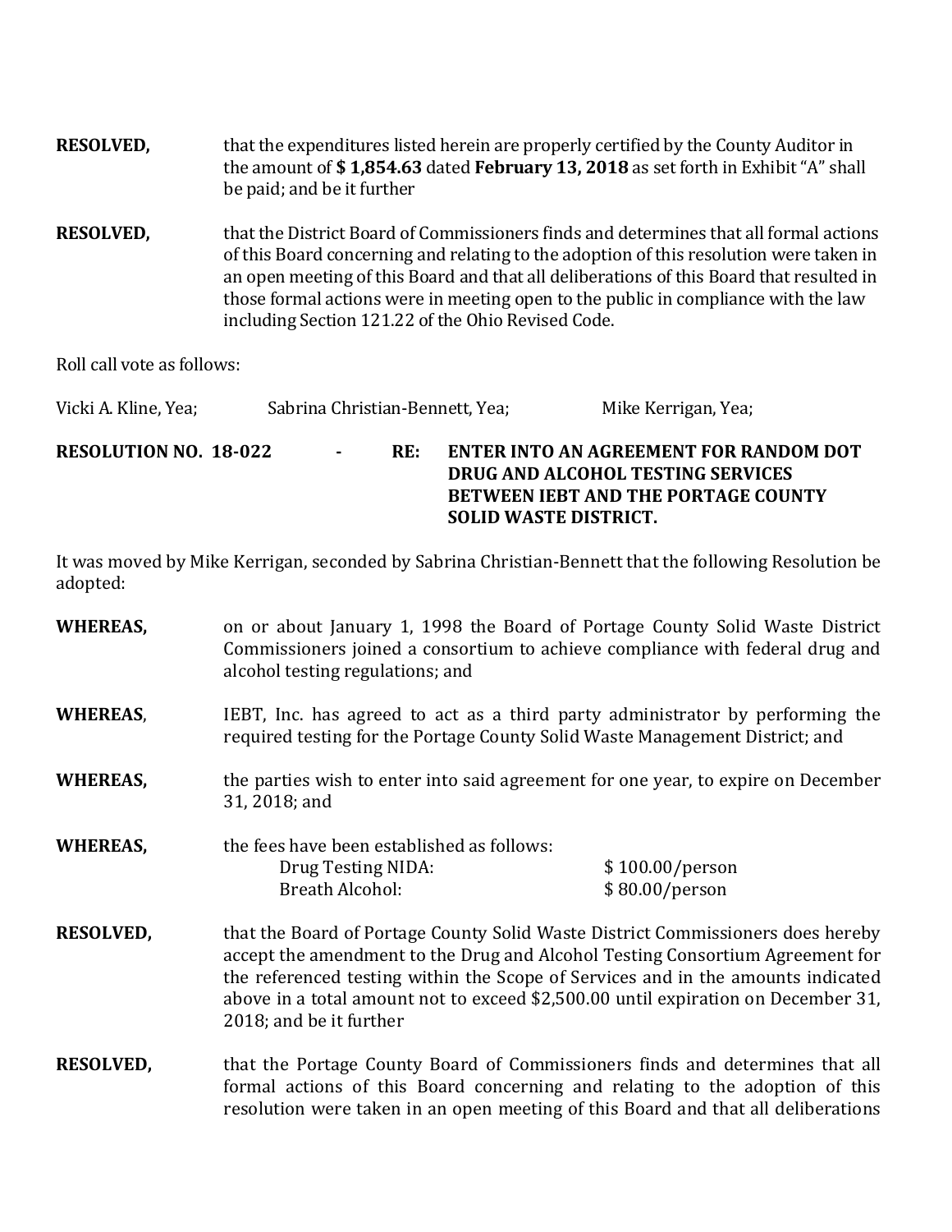**RESOLVED,** that the expenditures listed herein are properly certified by the County Auditor in the amount of **$ 1,854.63** dated **February 13, 2018** as set forth in Exhibit "A" shall be paid; and be it further

**RESOLVED,** that the District Board of Commissioners finds and determines that all formal actions of this Board concerning and relating to the adoption of this resolution were taken in an open meeting of this Board and that all deliberations of this Board that resulted in those formal actions were in meeting open to the public in compliance with the law including Section 121.22 of the Ohio Revised Code.

Roll call vote as follows:

Vicki A. Kline, Yea; Sabrina Christian-Bennett, Yea; Mike Kerrigan, Yea;

**RESOLUTION NO. 18-022 - RE: ENTER INTO AN AGREEMENT FOR RANDOM DOT DRUG AND ALCOHOL TESTING SERVICES BETWEEN IEBT AND THE PORTAGE COUNTY SOLID WASTE DISTRICT.**

It was moved by Mike Kerrigan, seconded by Sabrina Christian-Bennett that the following Resolution be adopted:

**WHEREAS,** on or about January 1, 1998 the Board of Portage County Solid Waste District Commissioners joined a consortium to achieve compliance with federal drug and alcohol testing regulations; and

**WHEREAS**, IEBT, Inc. has agreed to act as a third party administrator by performing the required testing for the Portage County Solid Waste Management District; and

**WHEREAS,** the parties wish to enter into said agreement for one year, to expire on December 31, 2018; and

**WHEREAS,** the fees have been established as follows:

| | |
|---|---|
| Drug Testing NIDA: | $ 100.00/person |
| Breath Alcohol: | $ 80.00/person |

**RESOLVED,** that the Board of Portage County Solid Waste District Commissioners does hereby accept the amendment to the Drug and Alcohol Testing Consortium Agreement for the referenced testing within the Scope of Services and in the amounts indicated above in a total amount not to exceed $2,500.00 until expiration on December 31, 2018; and be it further

**RESOLVED,** that the Portage County Board of Commissioners finds and determines that all formal actions of this Board concerning and relating to the adoption of this resolution were taken in an open meeting of this Board and that all deliberations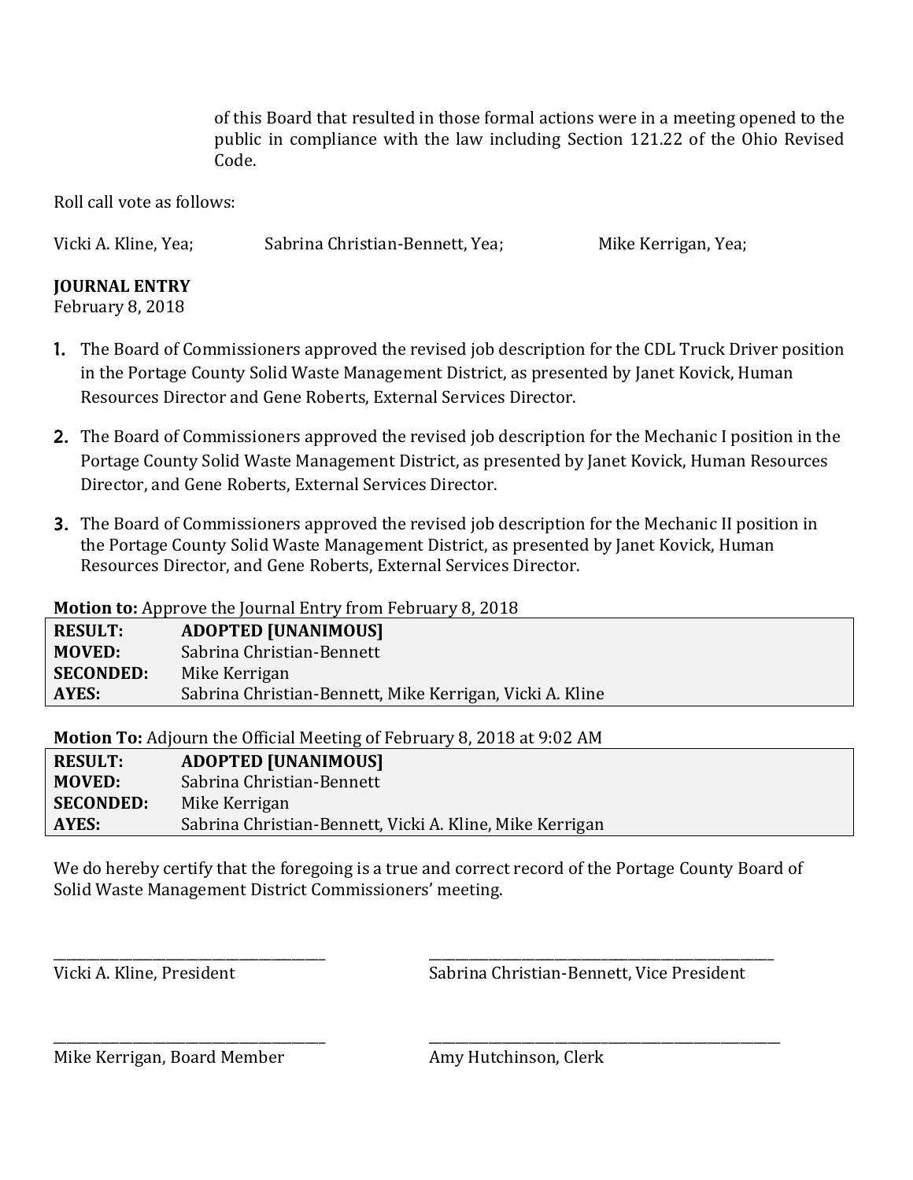of this Board that resulted in those formal actions were in a meeting opened to the public in compliance with the law including Section 121.22 of the Ohio Revised Code.

Roll call vote as follows:

Vicki A. Kline, Yea; Sabrina Christian-Bennett, Yea; Mike Kerrigan, Yea;

**JOURNAL ENTRY**
February 8, 2018

1. The Board of Commissioners approved the revised job description for the CDL Truck Driver position in the Portage County Solid Waste Management District, as presented by Janet Kovick, Human Resources Director and Gene Roberts, External Services Director.
2. The Board of Commissioners approved the revised job description for the Mechanic I position in the Portage County Solid Waste Management District, as presented by Janet Kovick, Human Resources Director, and Gene Roberts, External Services Director.
3. The Board of Commissioners approved the revised job description for the Mechanic II position in the Portage County Solid Waste Management District, as presented by Janet Kovick, Human Resources Director, and Gene Roberts, External Services Director.

**Motion to:** Approve the Journal Entry from February 8, 2018

| | |
|---|---|
| **RESULT:** | **ADOPTED [UNANIMOUS]** |
| **MOVED:** | Sabrina Christian-Bennett |
| **SECONDED:** | Mike Kerrigan |
| **AYES:** | Sabrina Christian-Bennett, Mike Kerrigan, Vicki A. Kline |

**Motion To:** Adjourn the Official Meeting of February 8, 2018 at 9:02 AM

| | |
|---|---|
| **RESULT:** | **ADOPTED [UNANIMOUS]** |
| **MOVED:** | Sabrina Christian-Bennett |
| **SECONDED:** | Mike Kerrigan |
| **AYES:** | Sabrina Christian-Bennett, Vicki A. Kline, Mike Kerrigan |

We do hereby certify that the foregoing is a true and correct record of the Portage County Board of Solid Waste Management District Commissioners' meeting.

______________________________
Vicki A. Kline, President

______________________________
Sabrina Christian-Bennett, Vice President

______________________________
Mike Kerrigan, Board Member

______________________________
Amy Hutchinson, Clerk